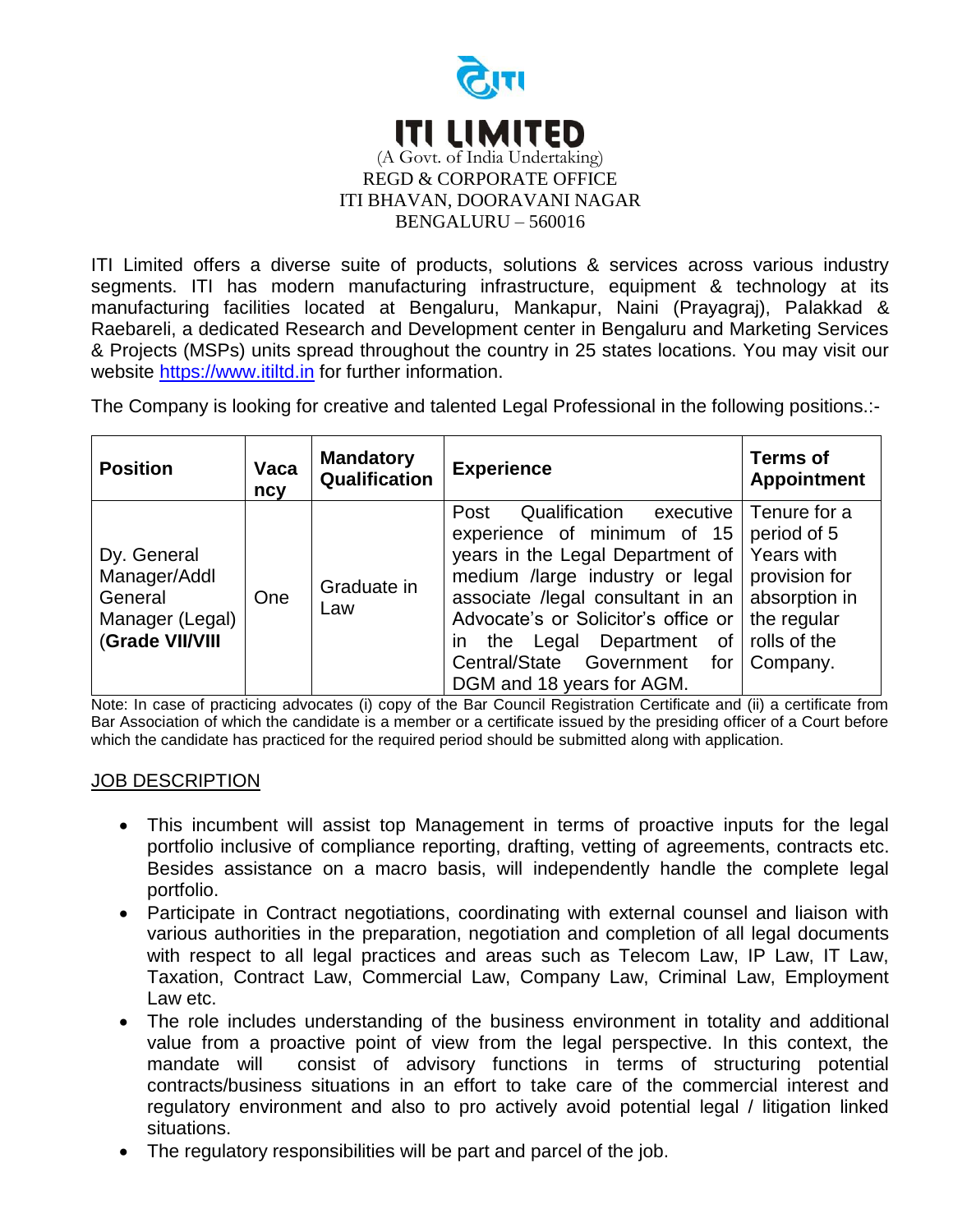# ITI LIMITED

(A Govt. of India Undertaking)
REGD & CORPORATE OFFICE
ITI BHAVAN, DOORAVANI NAGAR
BENGALURU – 560016

ITI Limited offers a diverse suite of products, solutions & services across various industry segments. ITI has modern manufacturing infrastructure, equipment & technology at its manufacturing facilities located at Bengaluru, Mankapur, Naini (Prayagraj), Palakkad & Raebareli, a dedicated Research and Development center in Bengaluru and Marketing Services & Projects (MSPs) units spread throughout the country in 25 states locations. You may visit our website https://www.itiltd.in for further information.

The Company is looking for creative and talented Legal Professional in the following positions.:-

| Position | Vacancy | Mandatory Qualification | Experience | Terms of Appointment |
|---|---|---|---|---|
| Dy. General Manager/Addl General Manager (Legal) (**Grade VII/VIII** | One | Graduate in Law | Post Qualification executive experience of minimum of 15 years in the Legal Department of medium /large industry or legal associate /legal consultant in an Advocate's or Solicitor's office or in the Legal Department of Central/State Government for DGM and 18 years for AGM. | Tenure for a period of 5 Years with provision for absorption in the regular rolls of the Company. |

Note: In case of practicing advocates (i) copy of the Bar Council Registration Certificate and (ii) a certificate from Bar Association of which the candidate is a member or a certificate issued by the presiding officer of a Court before which the candidate has practiced for the required period should be submitted along with application.

## JOB DESCRIPTION

- This incumbent will assist top Management in terms of proactive inputs for the legal portfolio inclusive of compliance reporting, drafting, vetting of agreements, contracts etc. Besides assistance on a macro basis, will independently handle the complete legal portfolio.
- Participate in Contract negotiations, coordinating with external counsel and liaison with various authorities in the preparation, negotiation and completion of all legal documents with respect to all legal practices and areas such as Telecom Law, IP Law, IT Law, Taxation, Contract Law, Commercial Law, Company Law, Criminal Law, Employment Law etc.
- The role includes understanding of the business environment in totality and additional value from a proactive point of view from the legal perspective. In this context, the mandate will consist of advisory functions in terms of structuring potential contracts/business situations in an effort to take care of the commercial interest and regulatory environment and also to pro actively avoid potential legal / litigation linked situations.
- The regulatory responsibilities will be part and parcel of the job.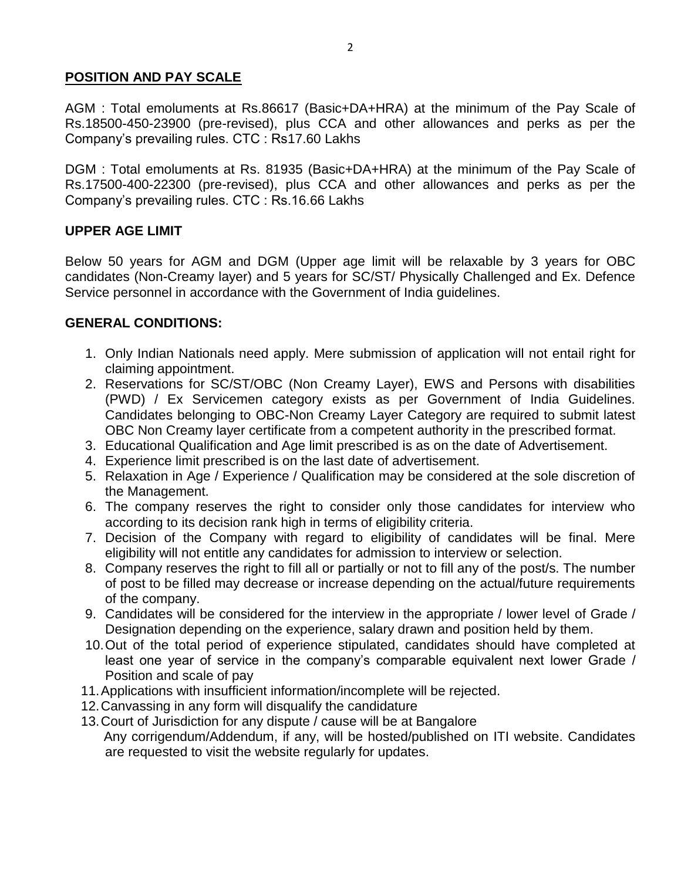## POSITION AND PAY SCALE

AGM : Total emoluments at Rs.86617 (Basic+DA+HRA) at the minimum of the Pay Scale of Rs.18500-450-23900 (pre-revised), plus CCA and other allowances and perks as per the Company's prevailing rules. CTC : Rs17.60 Lakhs

DGM : Total emoluments at Rs. 81935 (Basic+DA+HRA) at the minimum of the Pay Scale of Rs.17500-400-22300 (pre-revised), plus CCA and other allowances and perks as per the Company's prevailing rules. CTC : Rs.16.66 Lakhs

## UPPER AGE LIMIT

Below 50 years for AGM and DGM (Upper age limit will be relaxable by 3 years for OBC candidates (Non-Creamy layer) and 5 years for SC/ST/ Physically Challenged and Ex. Defence Service personnel in accordance with the Government of India guidelines.

## GENERAL CONDITIONS:

1. Only Indian Nationals need apply. Mere submission of application will not entail right for claiming appointment.
2. Reservations for SC/ST/OBC (Non Creamy Layer), EWS and Persons with disabilities (PWD) / Ex Servicemen category exists as per Government of India Guidelines. Candidates belonging to OBC-Non Creamy Layer Category are required to submit latest OBC Non Creamy layer certificate from a competent authority in the prescribed format.
3. Educational Qualification and Age limit prescribed is as on the date of Advertisement.
4. Experience limit prescribed is on the last date of advertisement.
5. Relaxation in Age / Experience / Qualification may be considered at the sole discretion of the Management.
6. The company reserves the right to consider only those candidates for interview who according to its decision rank high in terms of eligibility criteria.
7. Decision of the Company with regard to eligibility of candidates will be final. Mere eligibility will not entitle any candidates for admission to interview or selection.
8. Company reserves the right to fill all or partially or not to fill any of the post/s. The number of post to be filled may decrease or increase depending on the actual/future requirements of the company.
9. Candidates will be considered for the interview in the appropriate / lower level of Grade / Designation depending on the experience, salary drawn and position held by them.
10. Out of the total period of experience stipulated, candidates should have completed at least one year of service in the company's comparable equivalent next lower Grade / Position and scale of pay
11. Applications with insufficient information/incomplete will be rejected.
12. Canvassing in any form will disqualify the candidature
13. Court of Jurisdiction for any dispute / cause will be at Bangalore

    Any corrigendum/Addendum, if any, will be hosted/published on ITI website. Candidates are requested to visit the website regularly for updates.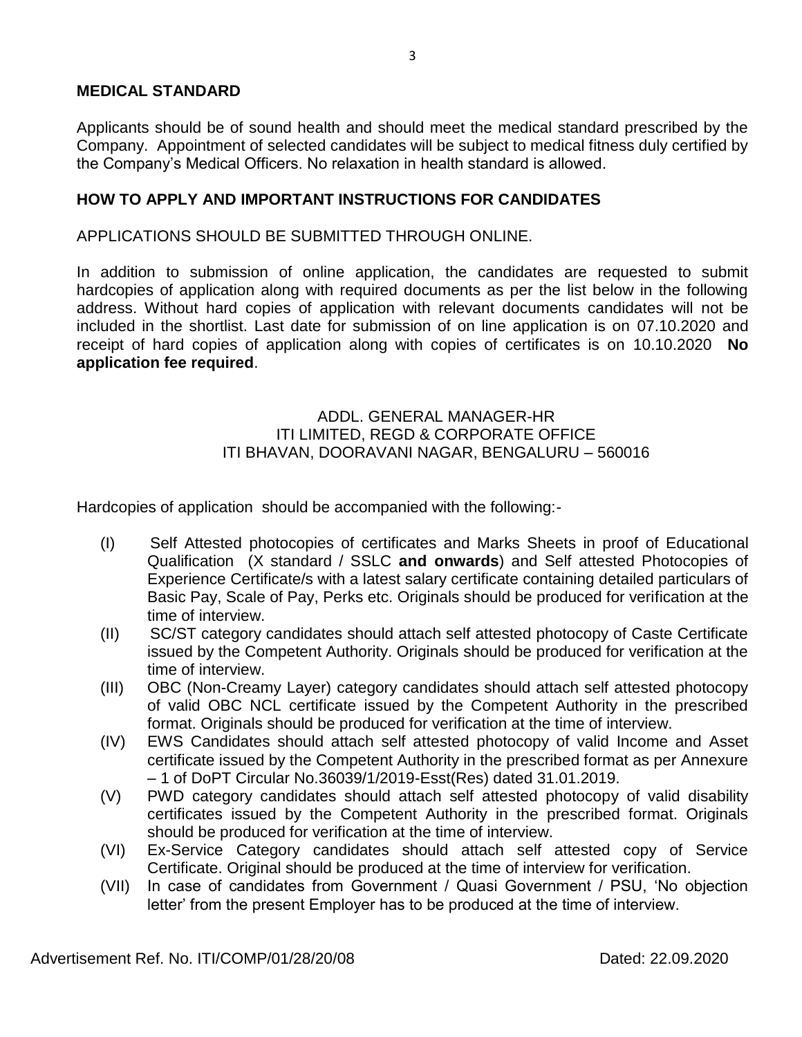## MEDICAL STANDARD

Applicants should be of sound health and should meet the medical standard prescribed by the Company. Appointment of selected candidates will be subject to medical fitness duly certified by the Company's Medical Officers. No relaxation in health standard is allowed.

## HOW TO APPLY AND IMPORTANT INSTRUCTIONS FOR CANDIDATES

APPLICATIONS SHOULD BE SUBMITTED THROUGH ONLINE.

In addition to submission of online application, the candidates are requested to submit hardcopies of application along with required documents as per the list below in the following address. Without hard copies of application with relevant documents candidates will not be included in the shortlist. Last date for submission of on line application is on 07.10.2020 and receipt of hard copies of application along with copies of certificates is on 10.10.2020 **No application fee required**.

ADDL. GENERAL MANAGER-HR
ITI LIMITED, REGD & CORPORATE OFFICE
ITI BHAVAN, DOORAVANI NAGAR, BENGALURU – 560016

Hardcopies of application should be accompanied with the following:-

(I) Self Attested photocopies of certificates and Marks Sheets in proof of Educational Qualification (X standard / SSLC **and onwards**) and Self attested Photocopies of Experience Certificate/s with a latest salary certificate containing detailed particulars of Basic Pay, Scale of Pay, Perks etc. Originals should be produced for verification at the time of interview.

(II) SC/ST category candidates should attach self attested photocopy of Caste Certificate issued by the Competent Authority. Originals should be produced for verification at the time of interview.

(III) OBC (Non-Creamy Layer) category candidates should attach self attested photocopy of valid OBC NCL certificate issued by the Competent Authority in the prescribed format. Originals should be produced for verification at the time of interview.

(IV) EWS Candidates should attach self attested photocopy of valid Income and Asset certificate issued by the Competent Authority in the prescribed format as per Annexure – 1 of DoPT Circular No.36039/1/2019-Esst(Res) dated 31.01.2019.

(V) PWD category candidates should attach self attested photocopy of valid disability certificates issued by the Competent Authority in the prescribed format. Originals should be produced for verification at the time of interview.

(VI) Ex-Service Category candidates should attach self attested copy of Service Certificate. Original should be produced at the time of interview for verification.

(VII) In case of candidates from Government / Quasi Government / PSU, 'No objection letter' from the present Employer has to be produced at the time of interview.

Advertisement Ref. No. ITI/COMP/01/28/20/08 Dated: 22.09.2020